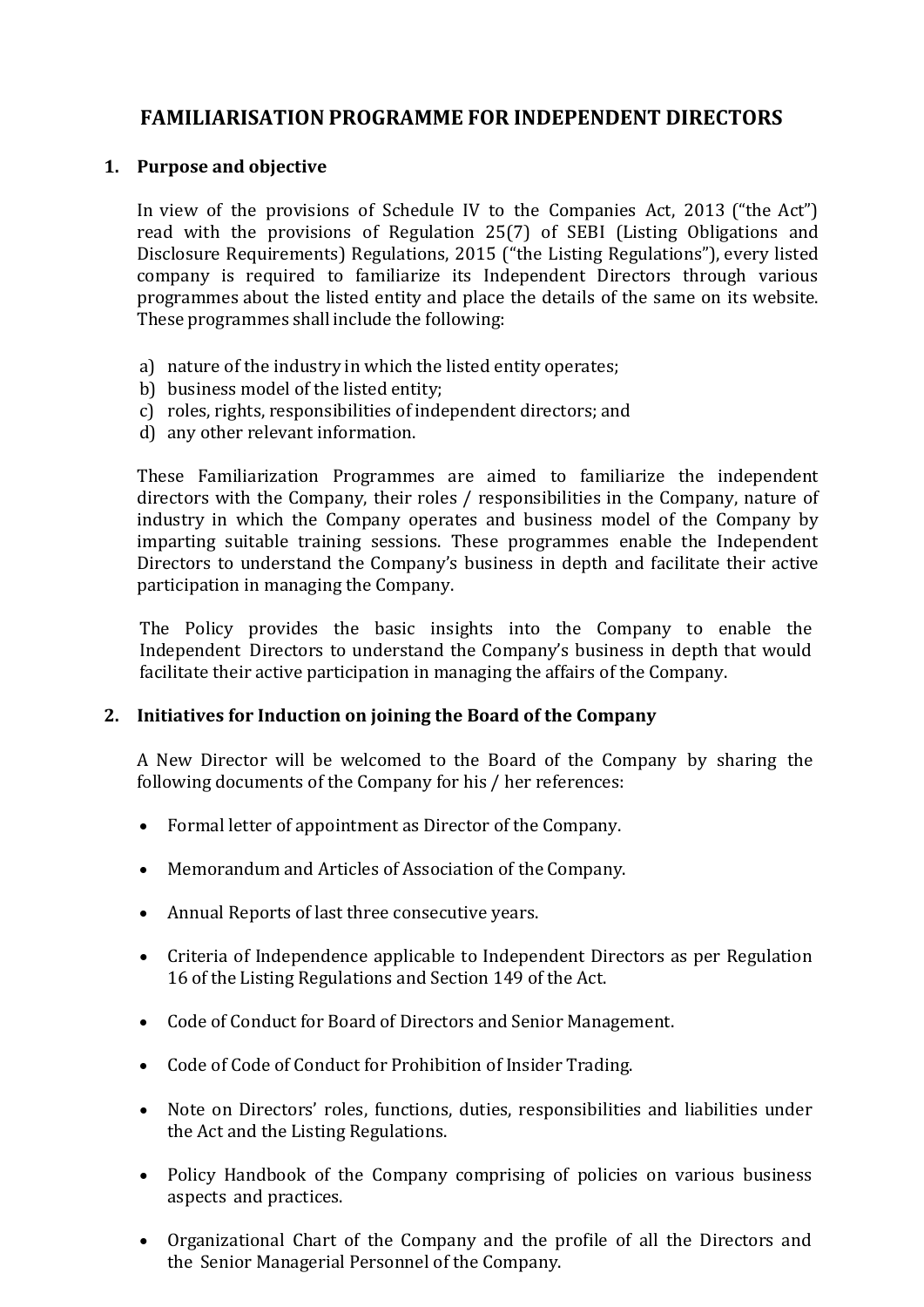# FAMILIARISATION PROGRAMME FOR INDEPENDENT DIRECTORS

## 1. Purpose and objective

In view of the provisions of Schedule IV to the Companies Act, 2013 ("the Act") read with the provisions of Regulation 25(7) of SEBI (Listing Obligations and Disclosure Requirements) Regulations, 2015 ("the Listing Regulations"), every listed company is required to familiarize its Independent Directors through various programmes about the listed entity and place the details of the same on its website. These programmes shall include the following:

a) nature of the industry in which the listed entity operates;
b) business model of the listed entity;
c) roles, rights, responsibilities of independent directors; and
d) any other relevant information.

These Familiarization Programmes are aimed to familiarize the independent directors with the Company, their roles / responsibilities in the Company, nature of industry in which the Company operates and business model of the Company by imparting suitable training sessions. These programmes enable the Independent Directors to understand the Company's business in depth and facilitate their active participation in managing the Company.

The Policy provides the basic insights into the Company to enable the Independent Directors to understand the Company's business in depth that would facilitate their active participation in managing the affairs of the Company.

## 2. Initiatives for Induction on joining the Board of the Company

A New Director will be welcomed to the Board of the Company by sharing the following documents of the Company for his / her references:

- Formal letter of appointment as Director of the Company.
- Memorandum and Articles of Association of the Company.
- Annual Reports of last three consecutive years.
- Criteria of Independence applicable to Independent Directors as per Regulation 16 of the Listing Regulations and Section 149 of the Act.
- Code of Conduct for Board of Directors and Senior Management.
- Code of Code of Conduct for Prohibition of Insider Trading.
- Note on Directors' roles, functions, duties, responsibilities and liabilities under the Act and the Listing Regulations.
- Policy Handbook of the Company comprising of policies on various business aspects and practices.
- Organizational Chart of the Company and the profile of all the Directors and the Senior Managerial Personnel of the Company.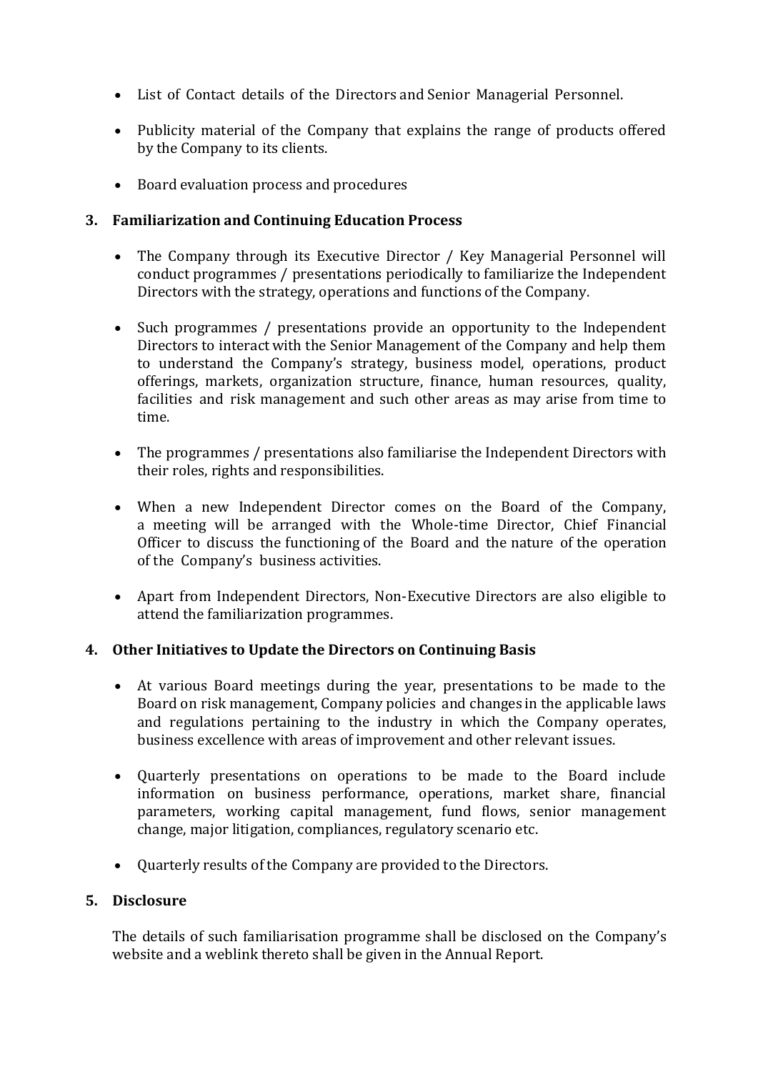- List of Contact details of the Directors and Senior Managerial Personnel.
- Publicity material of the Company that explains the range of products offered by the Company to its clients.
- Board evaluation process and procedures

## 3. Familiarization and Continuing Education Process

- The Company through its Executive Director / Key Managerial Personnel will conduct programmes / presentations periodically to familiarize the Independent Directors with the strategy, operations and functions of the Company.
- Such programmes / presentations provide an opportunity to the Independent Directors to interact with the Senior Management of the Company and help them to understand the Company's strategy, business model, operations, product offerings, markets, organization structure, finance, human resources, quality, facilities and risk management and such other areas as may arise from time to time.
- The programmes / presentations also familiarise the Independent Directors with their roles, rights and responsibilities.
- When a new Independent Director comes on the Board of the Company, a meeting will be arranged with the Whole-time Director, Chief Financial Officer to discuss the functioning of the Board and the nature of the operation of the Company's business activities.
- Apart from Independent Directors, Non-Executive Directors are also eligible to attend the familiarization programmes.

## 4. Other Initiatives to Update the Directors on Continuing Basis

- At various Board meetings during the year, presentations to be made to the Board on risk management, Company policies and changes in the applicable laws and regulations pertaining to the industry in which the Company operates, business excellence with areas of improvement and other relevant issues.
- Quarterly presentations on operations to be made to the Board include information on business performance, operations, market share, financial parameters, working capital management, fund flows, senior management change, major litigation, compliances, regulatory scenario etc.
- Quarterly results of the Company are provided to the Directors.

## 5. Disclosure

The details of such familiarisation programme shall be disclosed on the Company's website and a weblink thereto shall be given in the Annual Report.